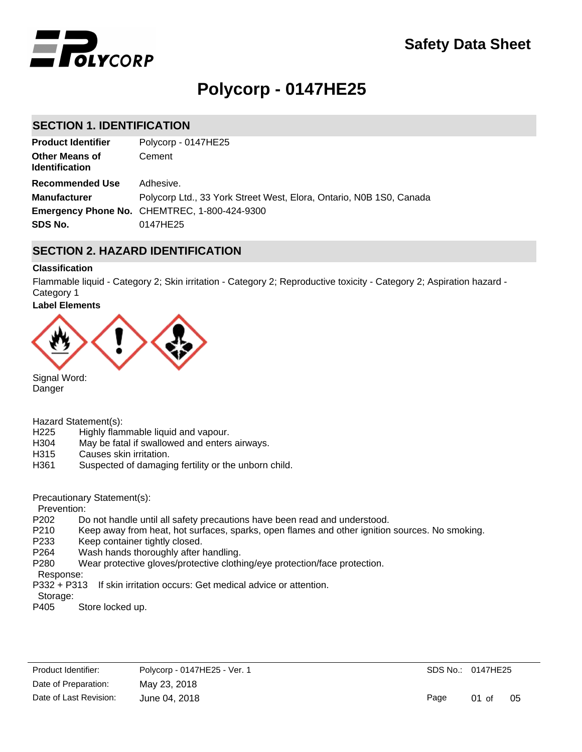# Safety Data Sheet

# Polycorp - 0147HE25

## SECTION 1. IDENTIFICATION

| | |
|---|---|
| **Product Identifier** | Polycorp - 0147HE25 |
| **Other Means of Identification** | Cement |
| **Recommended Use** | Adhesive. |
| **Manufacturer** | Polycorp Ltd., 33 York Street West, Elora, Ontario, N0B 1S0, Canada |
| **Emergency Phone No.** | CHEMTREC, 1-800-424-9300 |
| **SDS No.** | 0147HE25 |

## SECTION 2. HAZARD IDENTIFICATION

**Classification**

Flammable liquid - Category 2; Skin irritation - Category 2; Reproductive toxicity - Category 2; Aspiration hazard - Category 1

**Label Elements**

Signal Word:
Danger

Hazard Statement(s):

H225 Highly flammable liquid and vapour.
H304 May be fatal if swallowed and enters airways.
H315 Causes skin irritation.
H361 Suspected of damaging fertility or the unborn child.

Precautionary Statement(s):

Prevention:

P202 Do not handle until all safety precautions have been read and understood.
P210 Keep away from heat, hot surfaces, sparks, open flames and other ignition sources. No smoking.
P233 Keep container tightly closed.
P264 Wash hands thoroughly after handling.
P280 Wear protective gloves/protective clothing/eye protection/face protection.

Response:

P332 + P313 If skin irritation occurs: Get medical advice or attention.

Storage:

P405 Store locked up.

| | | | |
|---|---|---|---|
| Product Identifier: | Polycorp - 0147HE25 - Ver. 1 | SDS No.: | 0147HE25 |
| Date of Preparation: | May 23, 2018 | | |
| Date of Last Revision: | June 04, 2018 | | |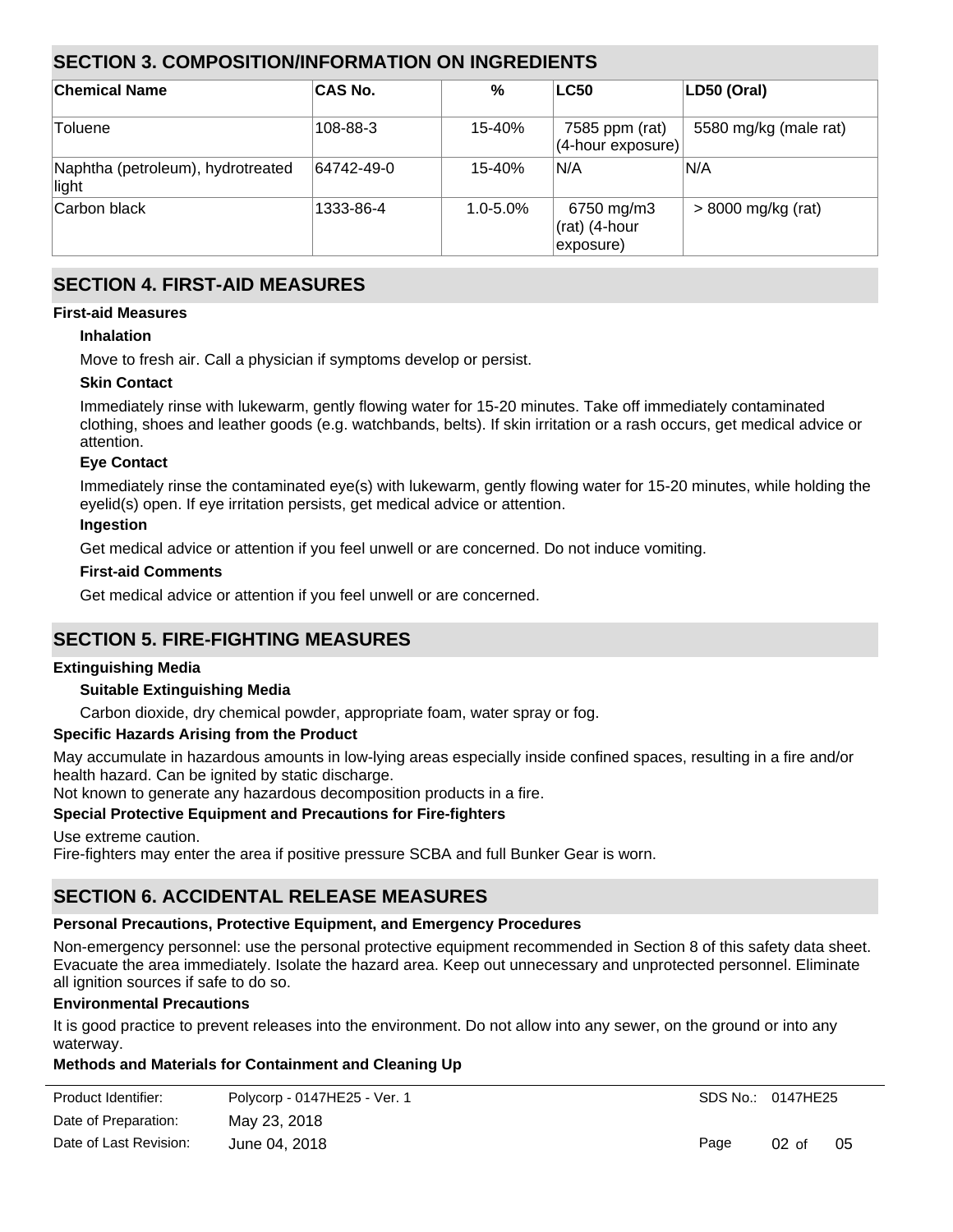## SECTION 3. COMPOSITION/INFORMATION ON INGREDIENTS

| Chemical Name | CAS No. | % | LC50 | LD50 (Oral) |
|---|---|---|---|---|
| Toluene | 108-88-3 | 15-40% | 7585 ppm (rat) (4-hour exposure) | 5580 mg/kg (male rat) |
| Naphtha (petroleum), hydrotreated light | 64742-49-0 | 15-40% | N/A | N/A |
| Carbon black | 1333-86-4 | 1.0-5.0% | 6750 mg/m3 (rat) (4-hour exposure) | > 8000 mg/kg (rat) |

## SECTION 4. FIRST-AID MEASURES

**First-aid Measures**

**Inhalation**

Move to fresh air. Call a physician if symptoms develop or persist.

**Skin Contact**

Immediately rinse with lukewarm, gently flowing water for 15-20 minutes. Take off immediately contaminated clothing, shoes and leather goods (e.g. watchbands, belts). If skin irritation or a rash occurs, get medical advice or attention.

**Eye Contact**

Immediately rinse the contaminated eye(s) with lukewarm, gently flowing water for 15-20 minutes, while holding the eyelid(s) open. If eye irritation persists, get medical advice or attention.

**Ingestion**

Get medical advice or attention if you feel unwell or are concerned. Do not induce vomiting.

**First-aid Comments**

Get medical advice or attention if you feel unwell or are concerned.

## SECTION 5. FIRE-FIGHTING MEASURES

**Extinguishing Media**

**Suitable Extinguishing Media**

Carbon dioxide, dry chemical powder, appropriate foam, water spray or fog.

**Specific Hazards Arising from the Product**

May accumulate in hazardous amounts in low-lying areas especially inside confined spaces, resulting in a fire and/or health hazard. Can be ignited by static discharge.
Not known to generate any hazardous decomposition products in a fire.

**Special Protective Equipment and Precautions for Fire-fighters**

Use extreme caution.
Fire-fighters may enter the area if positive pressure SCBA and full Bunker Gear is worn.

## SECTION 6. ACCIDENTAL RELEASE MEASURES

**Personal Precautions, Protective Equipment, and Emergency Procedures**

Non-emergency personnel: use the personal protective equipment recommended in Section 8 of this safety data sheet. Evacuate the area immediately. Isolate the hazard area. Keep out unnecessary and unprotected personnel. Eliminate all ignition sources if safe to do so.

**Environmental Precautions**

It is good practice to prevent releases into the environment. Do not allow into any sewer, on the ground or into any waterway.

**Methods and Materials for Containment and Cleaning Up**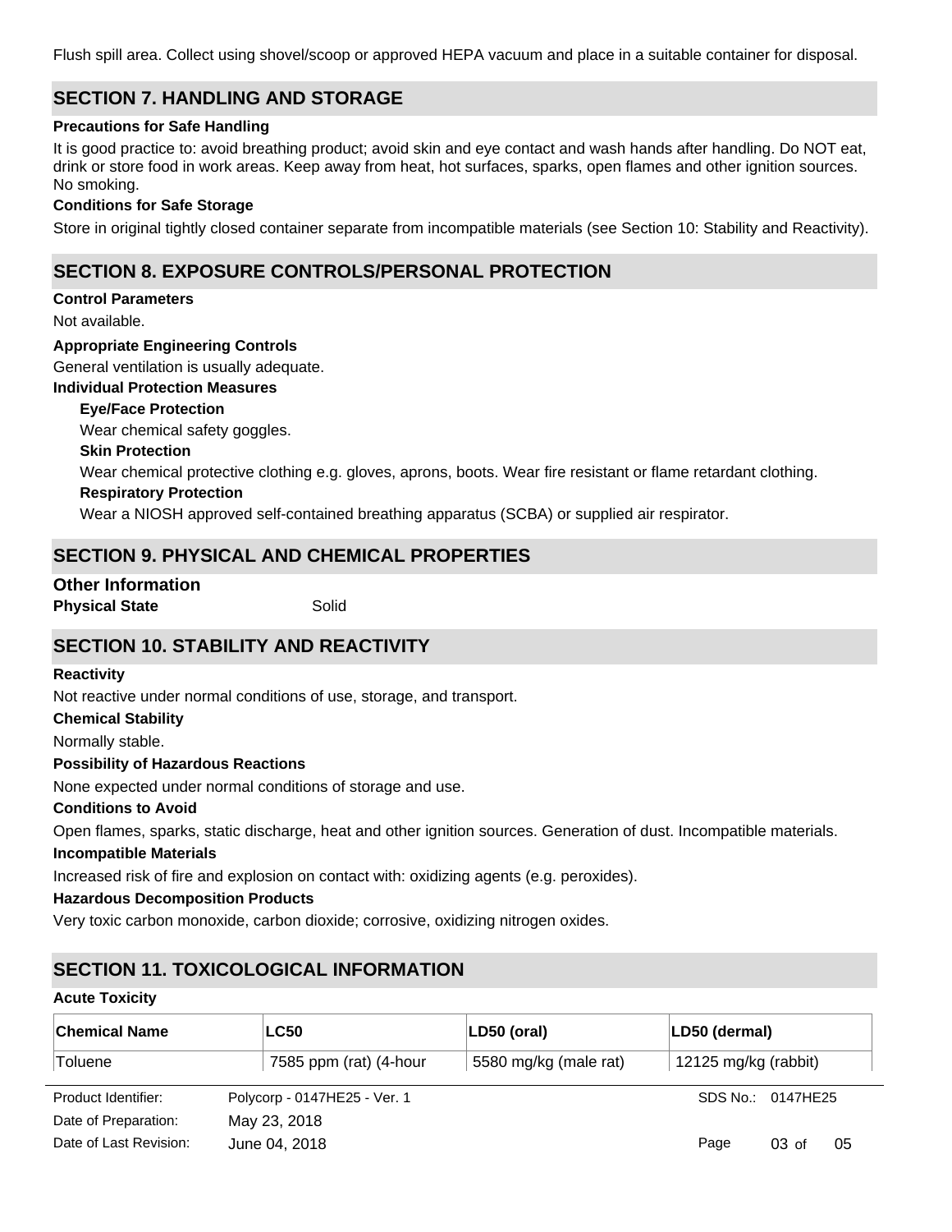Flush spill area. Collect using shovel/scoop or approved HEPA vacuum and place in a suitable container for disposal.

## SECTION 7. HANDLING AND STORAGE

**Precautions for Safe Handling**

It is good practice to: avoid breathing product; avoid skin and eye contact and wash hands after handling. Do NOT eat, drink or store food in work areas. Keep away from heat, hot surfaces, sparks, open flames and other ignition sources. No smoking.

**Conditions for Safe Storage**

Store in original tightly closed container separate from incompatible materials (see Section 10: Stability and Reactivity).

## SECTION 8. EXPOSURE CONTROLS/PERSONAL PROTECTION

**Control Parameters**

Not available.

**Appropriate Engineering Controls**

General ventilation is usually adequate.

**Individual Protection Measures**

**Eye/Face Protection**

Wear chemical safety goggles.

**Skin Protection**

Wear chemical protective clothing e.g. gloves, aprons, boots. Wear fire resistant or flame retardant clothing.

**Respiratory Protection**

Wear a NIOSH approved self-contained breathing apparatus (SCBA) or supplied air respirator.

## SECTION 9. PHYSICAL AND CHEMICAL PROPERTIES

### Other Information

**Physical State** Solid

## SECTION 10. STABILITY AND REACTIVITY

**Reactivity**

Not reactive under normal conditions of use, storage, and transport.

**Chemical Stability**

Normally stable.

**Possibility of Hazardous Reactions**

None expected under normal conditions of storage and use.

**Conditions to Avoid**

Open flames, sparks, static discharge, heat and other ignition sources. Generation of dust. Incompatible materials.

**Incompatible Materials**

Increased risk of fire and explosion on contact with: oxidizing agents (e.g. peroxides).

**Hazardous Decomposition Products**

Very toxic carbon monoxide, carbon dioxide; corrosive, oxidizing nitrogen oxides.

## SECTION 11. TOXICOLOGICAL INFORMATION

**Acute Toxicity**

| Chemical Name | LC50 | LD50 (oral) | LD50 (dermal) |
|---|---|---|---|
| Toluene | 7585 ppm (rat) (4-hour | 5580 mg/kg (male rat) | 12125 mg/kg (rabbit) |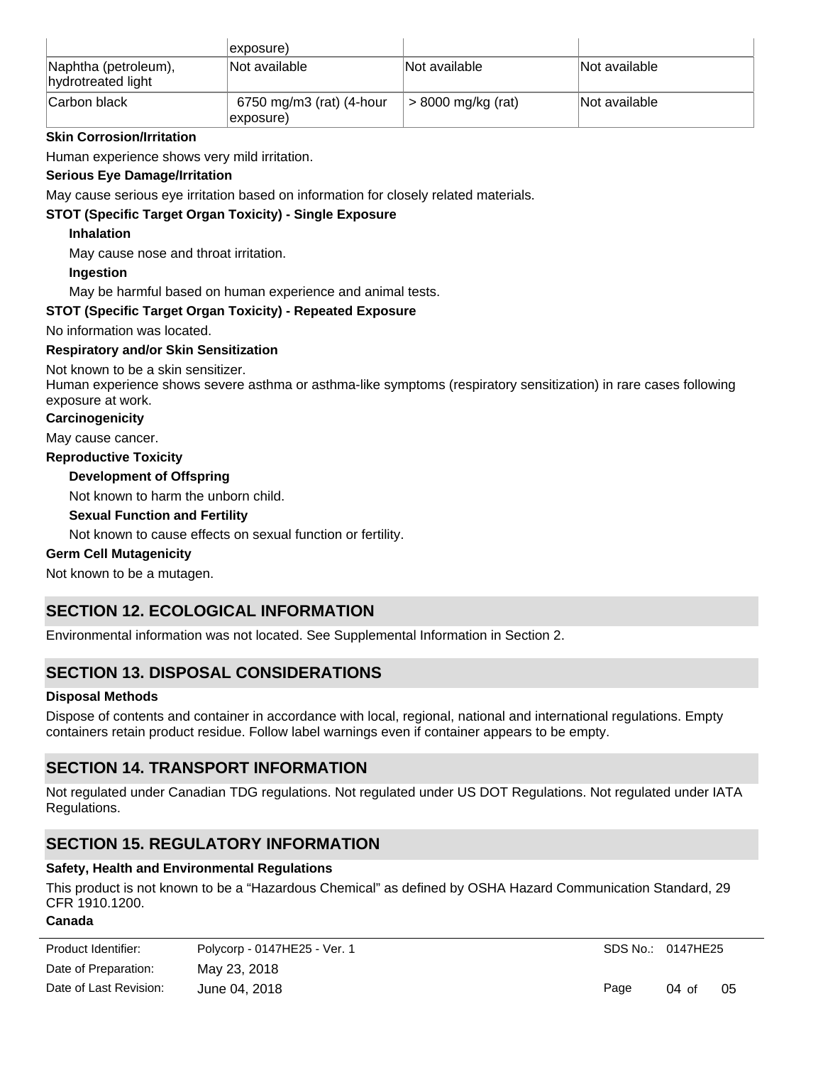|  | exposure) |  |  |
| --- | --- | --- | --- |
| Naphtha (petroleum), hydrotreated light | Not available | Not available | Not available |
| Carbon black | 6750 mg/m3 (rat) (4-hour exposure) | > 8000 mg/kg (rat) | Not available |

**Skin Corrosion/Irritation**

Human experience shows very mild irritation.

**Serious Eye Damage/Irritation**

May cause serious eye irritation based on information for closely related materials.

**STOT (Specific Target Organ Toxicity) - Single Exposure**

**Inhalation**

May cause nose and throat irritation.

**Ingestion**

May be harmful based on human experience and animal tests.

**STOT (Specific Target Organ Toxicity) - Repeated Exposure**

No information was located.

**Respiratory and/or Skin Sensitization**

Not known to be a skin sensitizer.
Human experience shows severe asthma or asthma-like symptoms (respiratory sensitization) in rare cases following exposure at work.

**Carcinogenicity**

May cause cancer.

**Reproductive Toxicity**

**Development of Offspring**

Not known to harm the unborn child.

**Sexual Function and Fertility**

Not known to cause effects on sexual function or fertility.

**Germ Cell Mutagenicity**

Not known to be a mutagen.

## SECTION 12. ECOLOGICAL INFORMATION

Environmental information was not located. See Supplemental Information in Section 2.

## SECTION 13. DISPOSAL CONSIDERATIONS

**Disposal Methods**

Dispose of contents and container in accordance with local, regional, national and international regulations. Empty containers retain product residue. Follow label warnings even if container appears to be empty.

## SECTION 14. TRANSPORT INFORMATION

Not regulated under Canadian TDG regulations. Not regulated under US DOT Regulations. Not regulated under IATA Regulations.

## SECTION 15. REGULATORY INFORMATION

**Safety, Health and Environmental Regulations**

This product is not known to be a “Hazardous Chemical” as defined by OSHA Hazard Communication Standard, 29 CFR 1910.1200.

**Canada**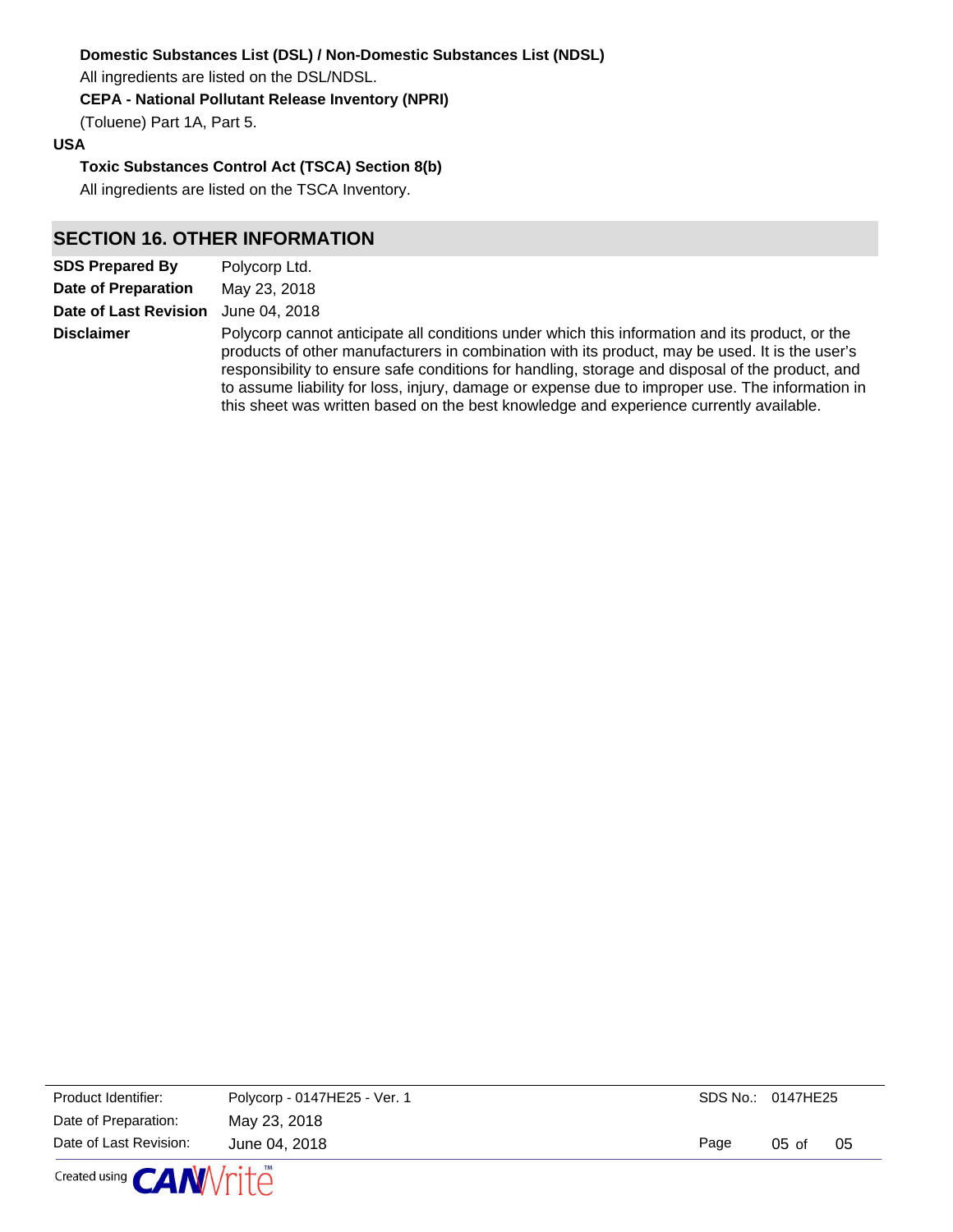**Domestic Substances List (DSL) / Non-Domestic Substances List (NDSL)**

All ingredients are listed on the DSL/NDSL.

**CEPA - National Pollutant Release Inventory (NPRI)**

(Toluene) Part 1A, Part 5.

**USA**

**Toxic Substances Control Act (TSCA) Section 8(b)**

All ingredients are listed on the TSCA Inventory.

## SECTION 16. OTHER INFORMATION

| | |
|---|---|
| **SDS Prepared By** | Polycorp Ltd. |
| **Date of Preparation** | May 23, 2018 |
| **Date of Last Revision** | June 04, 2018 |
| **Disclaimer** | Polycorp cannot anticipate all conditions under which this information and its product, or the products of other manufacturers in combination with its product, may be used. It is the user's responsibility to ensure safe conditions for handling, storage and disposal of the product, and to assume liability for loss, injury, damage or expense due to improper use. The information in this sheet was written based on the best knowledge and experience currently available. |